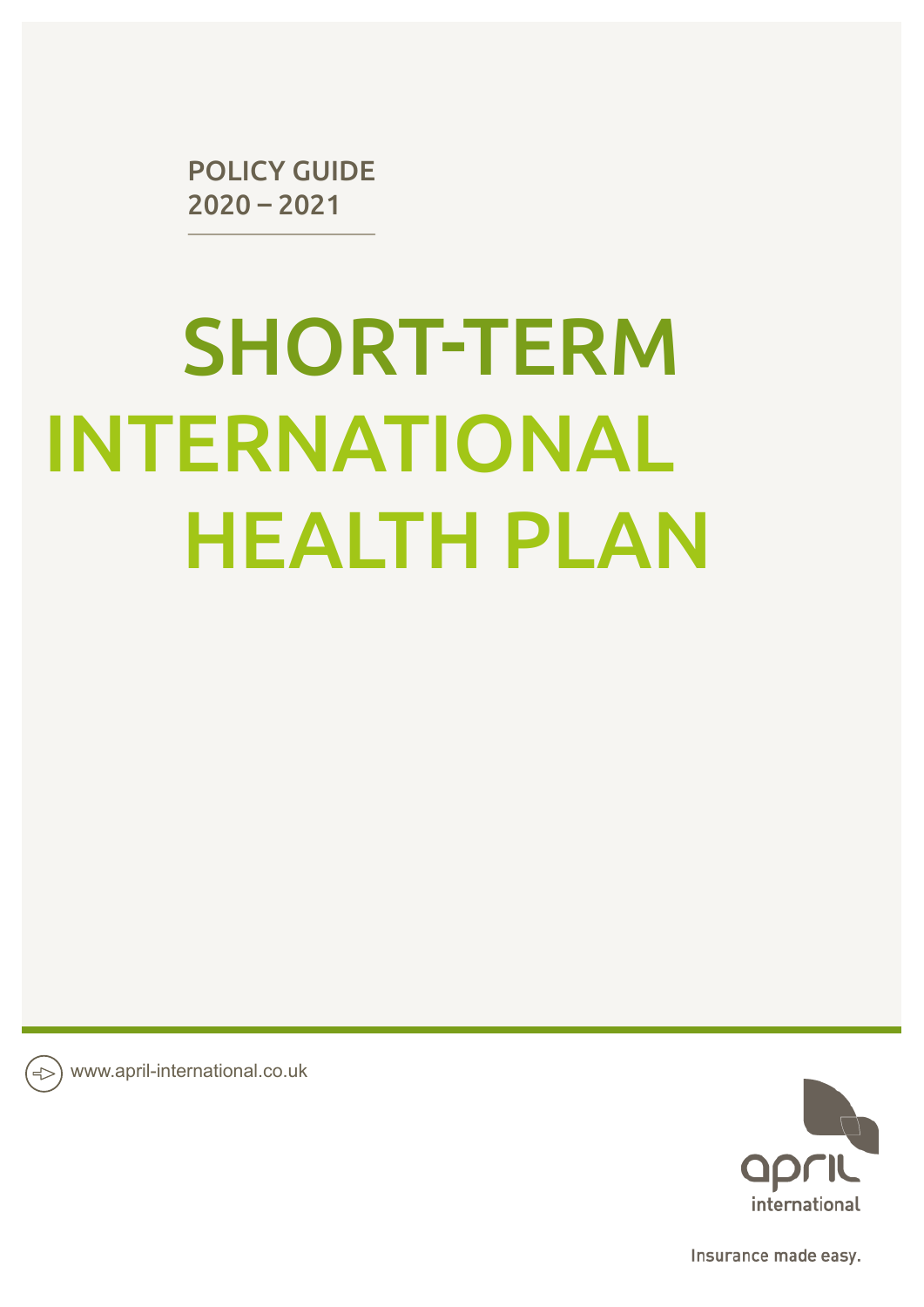POLICY GUIDE
2020 – 2021

# SHORT-TERM INTERNATIONAL HEALTH PLAN

www.april-international.co.uk

april international

Insurance made easy.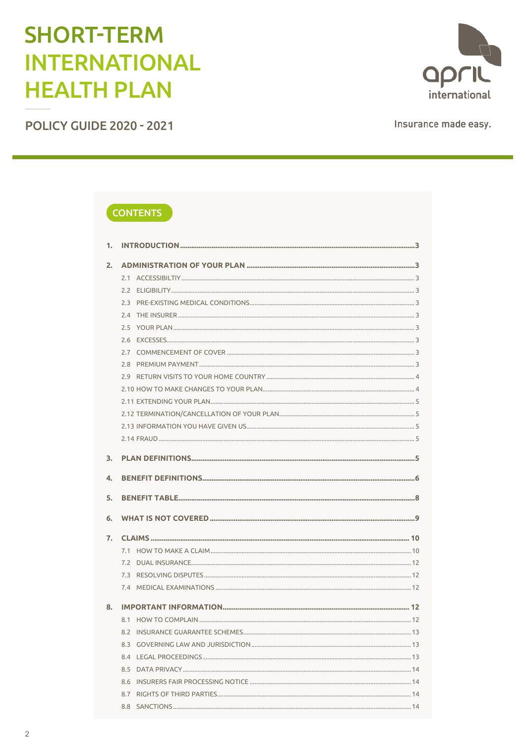# SHORT-TERM INTERNATIONAL HEALTH PLAN

## POLICY GUIDE 2020 - 2021

april international

Insurance made easy.

## CONTENTS

1. **INTRODUCTION** ... 3
2. **ADMINISTRATION OF YOUR PLAN** ... 3
   - 2.1 ACCESSIBILTIY ... 3
   - 2.2 ELIGIBILITY ... 3
   - 2.3 PRE-EXISTING MEDICAL CONDITIONS ... 3
   - 2.4 THE INSURER ... 3
   - 2.5 YOUR PLAN ... 3
   - 2.6 EXCESSES ... 3
   - 2.7 COMMENCEMENT OF COVER ... 3
   - 2.8 PREMIUM PAYMENT ... 3
   - 2.9 RETURN VISITS TO YOUR HOME COUNTRY ... 4
   - 2.10 HOW TO MAKE CHANGES TO YOUR PLAN ... 4
   - 2.11 EXTENDING YOUR PLAN ... 5
   - 2.12 TERMINATION/CANCELLATION OF YOUR PLAN ... 5
   - 2.13 INFORMATION YOU HAVE GIVEN US ... 5
   - 2.14 FRAUD ... 5
3. **PLAN DEFINITIONS** ... 5
4. **BENEFIT DEFINITIONS** ... 6
5. **BENEFIT TABLE** ... 8
6. **WHAT IS NOT COVERED** ... 9
7. **CLAIMS** ... 10
   - 7.1 HOW TO MAKE A CLAIM ... 10
   - 7.2 DUAL INSURANCE ... 12
   - 7.3 RESOLVING DISPUTES ... 12
   - 7.4 MEDICAL EXAMINATIONS ... 12
8. **IMPORTANT INFORMATION** ... 12
   - 8.1 HOW TO COMPLAIN ... 12
   - 8.2 INSURANCE GUARANTEE SCHEMES ... 13
   - 8.3 GOVERNING LAW AND JURISDICTION ... 13
   - 8.4 LEGAL PROCEEDINGS ... 13
   - 8.5 DATA PRIVACY ... 14
   - 8.6 INSURERS FAIR PROCESSING NOTICE ... 14
   - 8.7 RIGHTS OF THIRD PARTIES ... 14
   - 8.8 SANCTIONS ... 14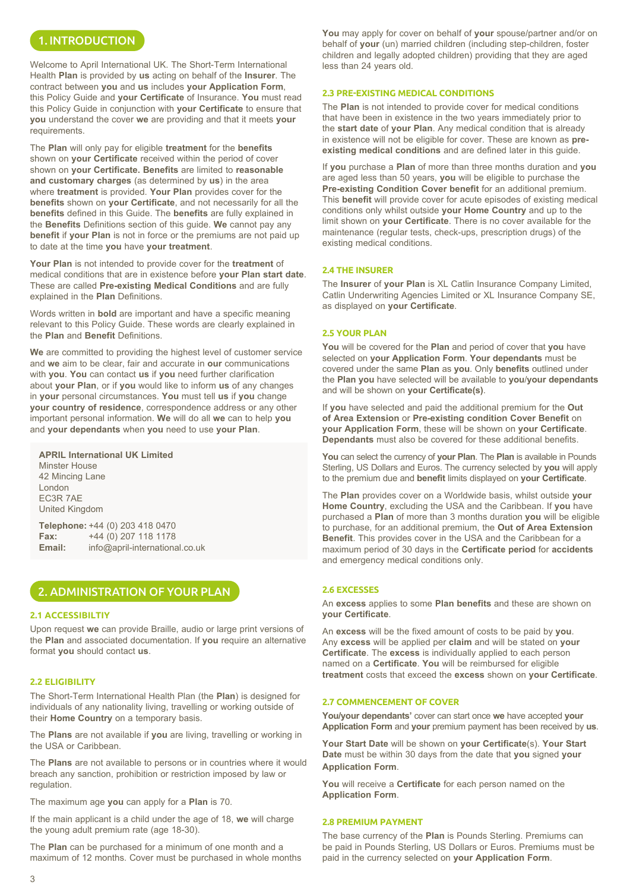## 1. INTRODUCTION

Welcome to April International UK. The Short-Term International Health **Plan** is provided by **us** acting on behalf of the **Insurer**. The contract between **you** and **us** includes **your Application Form**, this Policy Guide and **your Certificate** of Insurance. **You** must read this Policy Guide in conjunction with **your Certificate** to ensure that **you** understand the cover **we** are providing and that it meets **your** requirements.

The **Plan** will only pay for eligible **treatment** for the **benefits** shown on **your Certificate** received within the period of cover shown on **your Certificate. Benefits** are limited to **reasonable and customary charges** (as determined by **us**) in the area where **treatment** is provided. **Your Plan** provides cover for the **benefits** shown on **your Certificate**, and not necessarily for all the **benefits** defined in this Guide. The **benefits** are fully explained in the **Benefits** Definitions section of this guide. **We** cannot pay any **benefit** if **your Plan** is not in force or the premiums are not paid up to date at the time **you** have **your treatment**.

**Your Plan** is not intended to provide cover for the **treatment** of medical conditions that are in existence before **your Plan start date**. These are called **Pre-existing Medical Conditions** and are fully explained in the **Plan** Definitions.

Words written in **bold** are important and have a specific meaning relevant to this Policy Guide. These words are clearly explained in the **Plan** and **Benefit** Definitions.

**We** are committed to providing the highest level of customer service and **we** aim to be clear, fair and accurate in **our** communications with **you**. **You** can contact **us** if **you** need further clarification about **your Plan**, or if **you** would like to inform **us** of any changes in **your** personal circumstances. **You** must tell **us** if **you** change **your country of residence**, correspondence address or any other important personal information. **We** will do all **we** can to help **you** and **your dependants** when **you** need to use **your Plan**.

**APRIL International UK Limited**
Minster House
42 Mincing Lane
London
EC3R 7AE
United Kingdom

**Telephone:** +44 (0) 203 418 0470
**Fax:** +44 (0) 207 118 1178
**Email:** info@april-international.co.uk

## 2. ADMINISTRATION OF YOUR PLAN

### 2.1 ACCESSIBILTIY

Upon request **we** can provide Braille, audio or large print versions of the **Plan** and associated documentation. If **you** require an alternative format **you** should contact **us**.

### 2.2 ELIGIBILITY

The Short-Term International Health Plan (the **Plan**) is designed for individuals of any nationality living, travelling or working outside of their **Home Country** on a temporary basis.

The **Plans** are not available if **you** are living, travelling or working in the USA or Caribbean.

The **Plans** are not available to persons or in countries where it would breach any sanction, prohibition or restriction imposed by law or regulation.

The maximum age **you** can apply for a **Plan** is 70.

If the main applicant is a child under the age of 18, **we** will charge the young adult premium rate (age 18-30).

The **Plan** can be purchased for a minimum of one month and a maximum of 12 months. Cover must be purchased in whole months

**You** may apply for cover on behalf of **your** spouse/partner and/or on behalf of **your** (un) married children (including step-children, foster children and legally adopted children) providing that they are aged less than 24 years old.

### 2.3 PRE-EXISTING MEDICAL CONDITIONS

The **Plan** is not intended to provide cover for medical conditions that have been in existence in the two years immediately prior to the **start date** of **your Plan**. Any medical condition that is already in existence will not be eligible for cover. These are known as **pre-existing medical conditions** and are defined later in this guide.

If **you** purchase a **Plan** of more than three months duration and **you** are aged less than 50 years, **you** will be eligible to purchase the **Pre-existing Condition Cover benefit** for an additional premium. This **benefit** will provide cover for acute episodes of existing medical conditions only whilst outside **your Home Country** and up to the limit shown on **your Certificate**. There is no cover available for the maintenance (regular tests, check-ups, prescription drugs) of the existing medical conditions.

### 2.4 THE INSURER

The **Insurer** of **your Plan** is XL Catlin Insurance Company Limited, Catlin Underwriting Agencies Limited or XL Insurance Company SE, as displayed on **your Certificate**.

### 2.5 YOUR PLAN

**You** will be covered for the **Plan** and period of cover that **you** have selected on **your Application Form**. **Your dependants** must be covered under the same **Plan** as **you**. Only **benefits** outlined under the **Plan you** have selected will be available to **you/your dependants** and will be shown on **your Certificate(s)**.

If **you** have selected and paid the additional premium for the **Out of Area Extension** or **Pre-existing condition Cover Benefit** on **your Application Form**, these will be shown on **your Certificate**. **Dependants** must also be covered for these additional benefits.

**You** can select the currency of **your Plan**. The **Plan** is available in Pounds Sterling, US Dollars and Euros. The currency selected by **you** will apply to the premium due and **benefit** limits displayed on **your Certificate**.

The **Plan** provides cover on a Worldwide basis, whilst outside **your Home Country**, excluding the USA and the Caribbean. If **you** have purchased a **Plan** of more than 3 months duration **you** will be eligible to purchase, for an additional premium, the **Out of Area Extension Benefit**. This provides cover in the USA and the Caribbean for a maximum period of 30 days in the **Certificate period** for **accidents** and emergency medical conditions only.

### 2.6 EXCESSES

An **excess** applies to some **Plan benefits** and these are shown on **your Certificate**.

An **excess** will be the fixed amount of costs to be paid by **you**. Any **excess** will be applied per **claim** and will be stated on **your Certificate**. The **excess** is individually applied to each person named on a **Certificate**. **You** will be reimbursed for eligible **treatment** costs that exceed the **excess** shown on **your Certificate**.

### 2.7 COMMENCEMENT OF COVER

**You/your dependants'** cover can start once **we** have accepted **your Application Form** and **your** premium payment has been received by **us**.

**Your Start Date** will be shown on **your Certificate**(s). **Your Start Date** must be within 30 days from the date that **you** signed **your Application Form**.

**You** will receive a **Certificate** for each person named on the **Application Form**.

### 2.8 PREMIUM PAYMENT

The base currency of the **Plan** is Pounds Sterling. Premiums can be paid in Pounds Sterling, US Dollars or Euros. Premiums must be paid in the currency selected on **your Application Form**.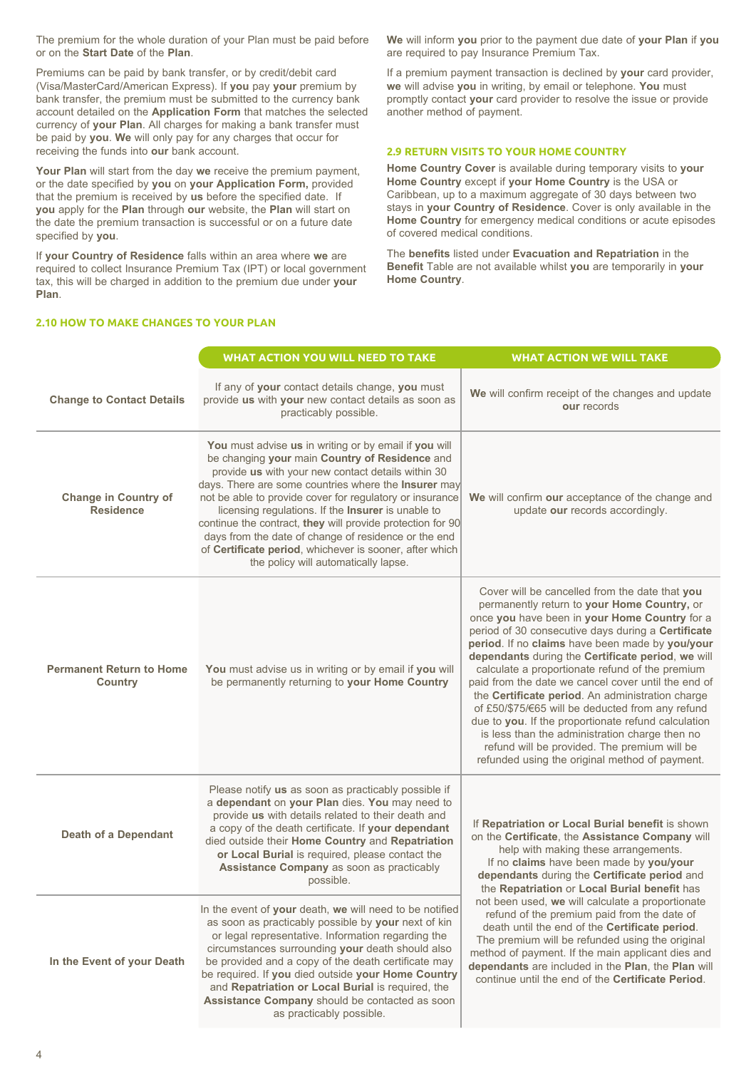The premium for the whole duration of your Plan must be paid before or on the **Start Date** of the **Plan**.

Premiums can be paid by bank transfer, or by credit/debit card (Visa/MasterCard/American Express). If **you** pay **your** premium by bank transfer, the premium must be submitted to the currency bank account detailed on the **Application Form** that matches the selected currency of **your Plan**. All charges for making a bank transfer must be paid by **you**. **We** will only pay for any charges that occur for receiving the funds into **our** bank account.

**Your Plan** will start from the day **we** receive the premium payment, or the date specified by **you** on **your Application Form,** provided that the premium is received by **us** before the specified date. If **you** apply for the **Plan** through **our** website, the **Plan** will start on the date the premium transaction is successful or on a future date specified by **you**.

If **your Country of Residence** falls within an area where **we** are required to collect Insurance Premium Tax (IPT) or local government tax, this will be charged in addition to the premium due under **your Plan**.

**We** will inform **you** prior to the payment due date of **your Plan** if **you** are required to pay Insurance Premium Tax.

If a premium payment transaction is declined by **your** card provider, **we** will advise **you** in writing, by email or telephone. **You** must promptly contact **your** card provider to resolve the issue or provide another method of payment.

## 2.9 RETURN VISITS TO YOUR HOME COUNTRY

**Home Country Cover** is available during temporary visits to **your Home Country** except if **your Home Country** is the USA or Caribbean, up to a maximum aggregate of 30 days between two stays in **your Country of Residence**. Cover is only available in the **Home Country** for emergency medical conditions or acute episodes of covered medical conditions.

The **benefits** listed under **Evacuation and Repatriation** in the **Benefit** Table are not available whilst **you** are temporarily in **your Home Country**.

## 2.10 HOW TO MAKE CHANGES TO YOUR PLAN

| | WHAT ACTION YOU WILL NEED TO TAKE | WHAT ACTION WE WILL TAKE |
|---|---|---|
| **Change to Contact Details** | If any of **your** contact details change, **you** must provide **us** with **your** new contact details as soon as practicably possible. | **We** will confirm receipt of the changes and update **our** records |
| **Change in Country of Residence** | **You** must advise **us** in writing or by email if **you** will be changing **your** main **Country of Residence** and provide **us** with your new contact details within 30 days. There are some countries where the **Insurer** may not be able to provide cover for regulatory or insurance licensing regulations. If the **Insurer** is unable to continue the contract, **they** will provide protection for 90 days from the date of change of residence or the end of **Certificate period**, whichever is sooner, after which the policy will automatically lapse. | **We** will confirm **our** acceptance of the change and update **our** records accordingly. |
| **Permanent Return to Home Country** | **You** must advise us in writing or by email if **you** will be permanently returning to **your Home Country** | Cover will be cancelled from the date that **you** permanently return to **your Home Country,** or once **you** have been in **your Home Country** for a period of 30 consecutive days during a **Certificate period**. If no **claims** have been made by **you/your dependants** during the **Certificate period**, **we** will calculate a proportionate refund of the premium paid from the date we cancel cover until the end of the **Certificate period**. An administration charge of £50/$75/€65 will be deducted from any refund due to **you**. If the proportionate refund calculation is less than the administration charge then no refund will be provided. The premium will be refunded using the original method of payment. |
| **Death of a Dependant** | Please notify **us** as soon as practicably possible if a **dependant** on **your Plan** dies. **You** may need to provide **us** with details related to their death and a copy of the death certificate. If **your dependant** died outside their **Home Country** and **Repatriation or Local Burial** is required, please contact the **Assistance Company** as soon as practicably possible. | If **Repatriation or Local Burial benefit** is shown on the **Certificate**, the **Assistance Company** will help with making these arrangements. If no **claims** have been made by **you/your dependants** during the **Certificate period** and the **Repatriation** or **Local Burial benefit** has not been used, **we** will calculate a proportionate refund of the premium paid from the date of death until the end of the **Certificate period**. The premium will be refunded using the original method of payment. If the main applicant dies and **dependants** are included in the **Plan**, the **Plan** will continue until the end of the **Certificate Period**. |
| **In the Event of your Death** | In the event of **your** death, **we** will need to be notified as soon as practicably possible by **your** next of kin or legal representative. Information regarding the circumstances surrounding **your** death should also be provided and a copy of the death certificate may be required. If **you** died outside **your Home Country** and **Repatriation or Local Burial** is required, the **Assistance Company** should be contacted as soon as practicably possible. | |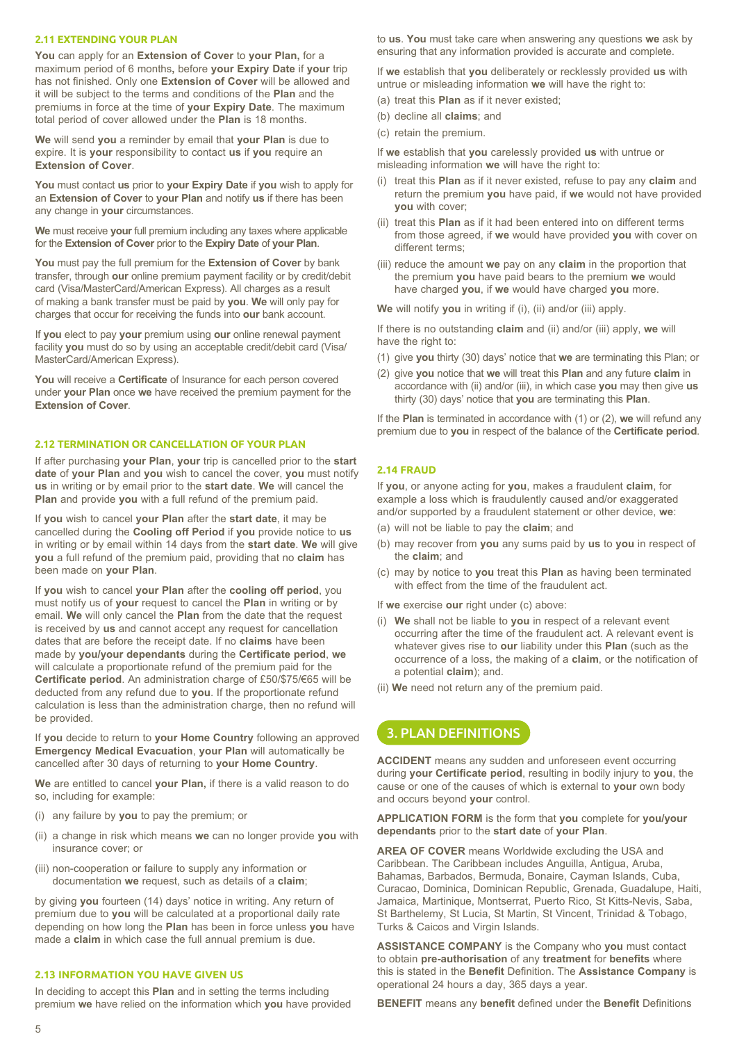### 2.11 EXTENDING YOUR PLAN

**You** can apply for an **Extension of Cover** to **your Plan,** for a maximum period of 6 months**,** before **your Expiry Date** if **your** trip has not finished. Only one **Extension of Cover** will be allowed and it will be subject to the terms and conditions of the **Plan** and the premiums in force at the time of **your Expiry Date**. The maximum total period of cover allowed under the **Plan** is 18 months.

**We** will send **you** a reminder by email that **your Plan** is due to expire. It is **your** responsibility to contact **us** if **you** require an **Extension of Cover**.

**You** must contact **us** prior to **your Expiry Date** if **you** wish to apply for an **Extension of Cover** to **your Plan** and notify **us** if there has been any change in **your** circumstances.

**We** must receive **your** full premium including any taxes where applicable for the **Extension of Cover** prior to the **Expiry Date** of **your Plan**.

**You** must pay the full premium for the **Extension of Cover** by bank transfer, through **our** online premium payment facility or by credit/debit card (Visa/MasterCard/American Express). All charges as a result of making a bank transfer must be paid by **you**. **We** will only pay for charges that occur for receiving the funds into **our** bank account.

If **you** elect to pay **your** premium using **our** online renewal payment facility **you** must do so by using an acceptable credit/debit card (Visa/ MasterCard/American Express).

**You** will receive a **Certificate** of Insurance for each person covered under **your Plan** once **we** have received the premium payment for the **Extension of Cover**.

### 2.12 TERMINATION OR CANCELLATION OF YOUR PLAN

If after purchasing **your Plan**, **your** trip is cancelled prior to the **start date** of **your Plan** and **you** wish to cancel the cover, **you** must notify **us** in writing or by email prior to the **start date**. **We** will cancel the **Plan** and provide **you** with a full refund of the premium paid.

If **you** wish to cancel **your Plan** after the **start date**, it may be cancelled during the **Cooling off Period** if **you** provide notice to **us** in writing or by email within 14 days from the **start date**. **We** will give **you** a full refund of the premium paid, providing that no **claim** has been made on **your Plan**.

If **you** wish to cancel **your Plan** after the **cooling off period**, you must notify us of **your** request to cancel the **Plan** in writing or by email. **We** will only cancel the **Plan** from the date that the request is received by **us** and cannot accept any request for cancellation dates that are before the receipt date. If no **claims** have been made by **you/your dependants** during the **Certificate period**, **we** will calculate a proportionate refund of the premium paid for the **Certificate period**. An administration charge of £50/$75/€65 will be deducted from any refund due to **you**. If the proportionate refund calculation is less than the administration charge, then no refund will be provided.

If **you** decide to return to **your Home Country** following an approved **Emergency Medical Evacuation**, **your Plan** will automatically be cancelled after 30 days of returning to **your Home Country**.

**We** are entitled to cancel **your Plan,** if there is a valid reason to do so, including for example:

(i) any failure by **you** to pay the premium; or

(ii) a change in risk which means **we** can no longer provide **you** with insurance cover; or

(iii) non-cooperation or failure to supply any information or documentation **we** request, such as details of a **claim**;

by giving **you** fourteen (14) days' notice in writing. Any return of premium due to **you** will be calculated at a proportional daily rate depending on how long the **Plan** has been in force unless **you** have made a **claim** in which case the full annual premium is due.

### 2.13 INFORMATION YOU HAVE GIVEN US

In deciding to accept this **Plan** and in setting the terms including premium **we** have relied on the information which **you** have provided to **us**. **You** must take care when answering any questions **we** ask by ensuring that any information provided is accurate and complete.

If **we** establish that **you** deliberately or recklessly provided **us** with untrue or misleading information **we** will have the right to:

(a) treat this **Plan** as if it never existed;

(b) decline all **claims**; and

(c) retain the premium.

If **we** establish that **you** carelessly provided **us** with untrue or misleading information **we** will have the right to:

(i) treat this **Plan** as if it never existed, refuse to pay any **claim** and return the premium **you** have paid, if **we** would not have provided **you** with cover;

(ii) treat this **Plan** as if it had been entered into on different terms from those agreed, if **we** would have provided **you** with cover on different terms;

(iii) reduce the amount **we** pay on any **claim** in the proportion that the premium **you** have paid bears to the premium **we** would have charged **you**, if **we** would have charged **you** more.

**We** will notify **you** in writing if (i), (ii) and/or (iii) apply.

If there is no outstanding **claim** and (ii) and/or (iii) apply, **we** will have the right to:

(1) give **you** thirty (30) days' notice that **we** are terminating this Plan; or

(2) give **you** notice that **we** will treat this **Plan** and any future **claim** in accordance with (ii) and/or (iii), in which case **you** may then give **us** thirty (30) days' notice that **you** are terminating this **Plan**.

If the **Plan** is terminated in accordance with (1) or (2), **we** will refund any premium due to **you** in respect of the balance of the **Certificate period**.

### 2.14 FRAUD

If **you**, or anyone acting for **you**, makes a fraudulent **claim**, for example a loss which is fraudulently caused and/or exaggerated and/or supported by a fraudulent statement or other device, **we**:

(a) will not be liable to pay the **claim**; and

(b) may recover from **you** any sums paid by **us** to **you** in respect of the **claim**; and

(c) may by notice to **you** treat this **Plan** as having been terminated with effect from the time of the fraudulent act.

If **we** exercise **our** right under (c) above:

(i) **We** shall not be liable to **you** in respect of a relevant event occurring after the time of the fraudulent act. A relevant event is whatever gives rise to **our** liability under this **Plan** (such as the occurrence of a loss, the making of a **claim**, or the notification of a potential **claim**); and

(ii) **We** need not return any of the premium paid.

## 3. PLAN DEFINITIONS

**ACCIDENT** means any sudden and unforeseen event occurring during **your Certificate period**, resulting in bodily injury to **you**, the cause or one of the causes of which is external to **your** own body and occurs beyond **your** control.

**APPLICATION FORM** is the form that **you** complete for **you/your dependants** prior to the **start date** of **your Plan**.

**AREA OF COVER** means Worldwide excluding the USA and Caribbean. The Caribbean includes Anguilla, Antigua, Aruba, Bahamas, Barbados, Bermuda, Bonaire, Cayman Islands, Cuba, Curacao, Dominica, Dominican Republic, Grenada, Guadalupe, Haiti, Jamaica, Martinique, Montserrat, Puerto Rico, St Kitts-Nevis, Saba, St Barthelemy, St Lucia, St Martin, St Vincent, Trinidad & Tobago, Turks & Caicos and Virgin Islands.

**ASSISTANCE COMPANY** is the Company who **you** must contact to obtain **pre-authorisation** of any **treatment** for **benefits** where this is stated in the **Benefit** Definition. The **Assistance Company** is operational 24 hours a day, 365 days a year.

**BENEFIT** means any **benefit** defined under the **Benefit** Definitions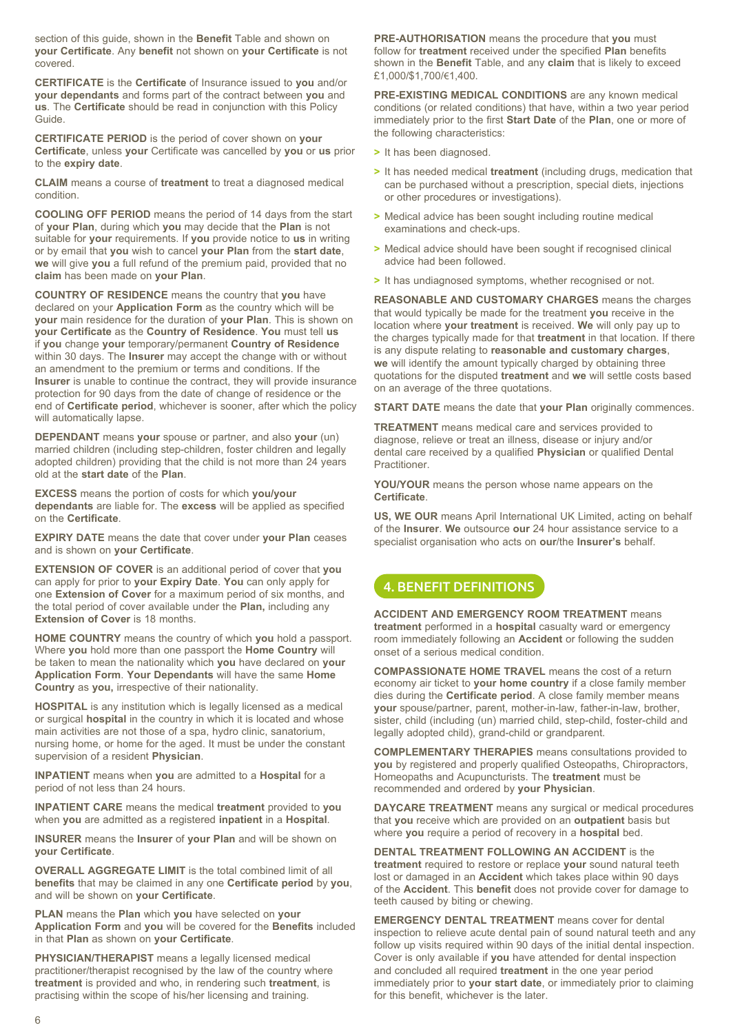section of this guide, shown in the **Benefit** Table and shown on **your Certificate**. Any **benefit** not shown on **your Certificate** is not covered.

**CERTIFICATE** is the **Certificate** of Insurance issued to **you** and/or **your dependants** and forms part of the contract between **you** and **us**. The **Certificate** should be read in conjunction with this Policy Guide.

**CERTIFICATE PERIOD** is the period of cover shown on **your Certificate**, unless **your** Certificate was cancelled by **you** or **us** prior to the **expiry date**.

**CLAIM** means a course of **treatment** to treat a diagnosed medical condition.

**COOLING OFF PERIOD** means the period of 14 days from the start of **your Plan**, during which **you** may decide that the **Plan** is not suitable for **your** requirements. If **you** provide notice to **us** in writing or by email that **you** wish to cancel **your Plan** from the **start date**, **we** will give **you** a full refund of the premium paid, provided that no **claim** has been made on **your Plan**.

**COUNTRY OF RESIDENCE** means the country that **you** have declared on your **Application Form** as the country which will be **your** main residence for the duration of **your Plan**. This is shown on **your Certificate** as the **Country of Residence**. **You** must tell **us** if **you** change **your** temporary/permanent **Country of Residence** within 30 days. The **Insurer** may accept the change with or without an amendment to the premium or terms and conditions. If the **Insurer** is unable to continue the contract, they will provide insurance protection for 90 days from the date of change of residence or the end of **Certificate period**, whichever is sooner, after which the policy will automatically lapse.

**DEPENDANT** means **your** spouse or partner, and also **your** (un) married children (including step-children, foster children and legally adopted children) providing that the child is not more than 24 years old at the **start date** of the **Plan**.

**EXCESS** means the portion of costs for which **you/your dependants** are liable for. The **excess** will be applied as specified on the **Certificate**.

**EXPIRY DATE** means the date that cover under **your Plan** ceases and is shown on **your Certificate**.

**EXTENSION OF COVER** is an additional period of cover that **you** can apply for prior to **your Expiry Date**. **You** can only apply for one **Extension of Cover** for a maximum period of six months, and the total period of cover available under the **Plan,** including any **Extension of Cover** is 18 months.

**HOME COUNTRY** means the country of which **you** hold a passport. Where **you** hold more than one passport the **Home Country** will be taken to mean the nationality which **you** have declared on **your Application Form**. **Your Dependants** will have the same **Home Country** as **you,** irrespective of their nationality.

**HOSPITAL** is any institution which is legally licensed as a medical or surgical **hospital** in the country in which it is located and whose main activities are not those of a spa, hydro clinic, sanatorium, nursing home, or home for the aged. It must be under the constant supervision of a resident **Physician**.

**INPATIENT** means when **you** are admitted to a **Hospital** for a period of not less than 24 hours.

**INPATIENT CARE** means the medical **treatment** provided to **you** when **you** are admitted as a registered **inpatient** in a **Hospital**.

**INSURER** means the **Insurer** of **your Plan** and will be shown on **your Certificate**.

**OVERALL AGGREGATE LIMIT** is the total combined limit of all **benefits** that may be claimed in any one **Certificate period** by **you**, and will be shown on **your Certificate**.

**PLAN** means the **Plan** which **you** have selected on **your Application Form** and **you** will be covered for the **Benefits** included in that **Plan** as shown on **your Certificate**.

**PHYSICIAN/THERAPIST** means a legally licensed medical practitioner/therapist recognised by the law of the country where **treatment** is provided and who, in rendering such **treatment**, is practising within the scope of his/her licensing and training.

**PRE-AUTHORISATION** means the procedure that **you** must follow for **treatment** received under the specified **Plan** benefits shown in the **Benefit** Table, and any **claim** that is likely to exceed £1,000/$1,700/€1,400.

**PRE-EXISTING MEDICAL CONDITIONS** are any known medical conditions (or related conditions) that have, within a two year period immediately prior to the first **Start Date** of the **Plan**, one or more of the following characteristics:

- It has been diagnosed.
- It has needed medical **treatment** (including drugs, medication that can be purchased without a prescription, special diets, injections or other procedures or investigations).
- Medical advice has been sought including routine medical examinations and check-ups.
- Medical advice should have been sought if recognised clinical advice had been followed.
- It has undiagnosed symptoms, whether recognised or not.

**REASONABLE AND CUSTOMARY CHARGES** means the charges that would typically be made for the treatment **you** receive in the location where **your treatment** is received. **We** will only pay up to the charges typically made for that **treatment** in that location. If there is any dispute relating to **reasonable and customary charges**, **we** will identify the amount typically charged by obtaining three quotations for the disputed **treatment** and **we** will settle costs based on an average of the three quotations.

**START DATE** means the date that **your Plan** originally commences.

**TREATMENT** means medical care and services provided to diagnose, relieve or treat an illness, disease or injury and/or dental care received by a qualified **Physician** or qualified Dental Practitioner.

**YOU/YOUR** means the person whose name appears on the **Certificate**.

**US, WE OUR** means April International UK Limited, acting on behalf of the **Insurer**. **We** outsource **our** 24 hour assistance service to a specialist organisation who acts on **our**/the **Insurer's** behalf.

## 4. BENEFIT DEFINITIONS

**ACCIDENT AND EMERGENCY ROOM TREATMENT** means **treatment** performed in a **hospital** casualty ward or emergency room immediately following an **Accident** or following the sudden onset of a serious medical condition.

**COMPASSIONATE HOME TRAVEL** means the cost of a return economy air ticket to **your home country** if a close family member dies during the **Certificate period**. A close family member means **your** spouse/partner, parent, mother-in-law, father-in-law, brother, sister, child (including (un) married child, step-child, foster-child and legally adopted child), grand-child or grandparent.

**COMPLEMENTARY THERAPIES** means consultations provided to **you** by registered and properly qualified Osteopaths, Chiropractors, Homeopaths and Acupuncturists. The **treatment** must be recommended and ordered by **your Physician**.

**DAYCARE TREATMENT** means any surgical or medical procedures that **you** receive which are provided on an **outpatient** basis but where **you** require a period of recovery in a **hospital** bed.

**DENTAL TREATMENT FOLLOWING AN ACCIDENT** is the **treatment** required to restore or replace **your** sound natural teeth lost or damaged in an **Accident** which takes place within 90 days of the **Accident**. This **benefit** does not provide cover for damage to teeth caused by biting or chewing.

**EMERGENCY DENTAL TREATMENT** means cover for dental inspection to relieve acute dental pain of sound natural teeth and any follow up visits required within 90 days of the initial dental inspection. Cover is only available if **you** have attended for dental inspection and concluded all required **treatment** in the one year period immediately prior to **your start date**, or immediately prior to claiming for this benefit, whichever is the later.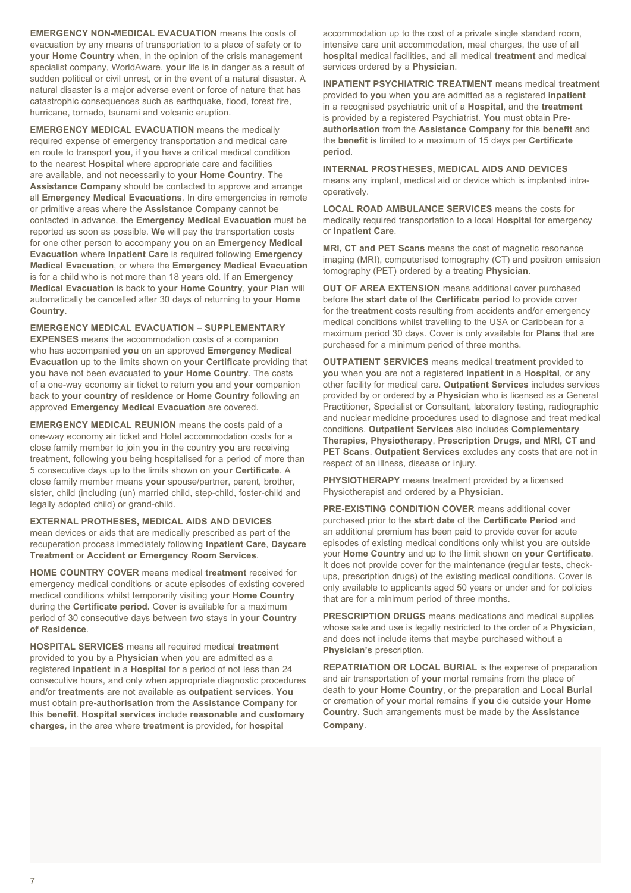**EMERGENCY NON-MEDICAL EVACUATION** means the costs of evacuation by any means of transportation to a place of safety or to **your Home Country** when, in the opinion of the crisis management specialist company, WorldAware, **your** life is in danger as a result of sudden political or civil unrest, or in the event of a natural disaster. A natural disaster is a major adverse event or force of nature that has catastrophic consequences such as earthquake, flood, forest fire, hurricane, tornado, tsunami and volcanic eruption.

**EMERGENCY MEDICAL EVACUATION** means the medically required expense of emergency transportation and medical care en route to transport **you**, if **you** have a critical medical condition to the nearest **Hospital** where appropriate care and facilities are available, and not necessarily to **your Home Country**. The **Assistance Company** should be contacted to approve and arrange all **Emergency Medical Evacuations**. In dire emergencies in remote or primitive areas where the **Assistance Company** cannot be contacted in advance, the **Emergency Medical Evacuation** must be reported as soon as possible. **We** will pay the transportation costs for one other person to accompany **you** on an **Emergency Medical Evacuation** where **Inpatient Care** is required following **Emergency Medical Evacuation**, or where the **Emergency Medical Evacuation** is for a child who is not more than 18 years old. If an **Emergency Medical Evacuation** is back to **your Home Country**, **your Plan** will automatically be cancelled after 30 days of returning to **your Home Country**.

**EMERGENCY MEDICAL EVACUATION – SUPPLEMENTARY EXPENSES** means the accommodation costs of a companion who has accompanied **you** on an approved **Emergency Medical Evacuation** up to the limits shown on **your Certificate** providing that **you** have not been evacuated to **your Home Country**. The costs of a one-way economy air ticket to return **you** and **your** companion back to **your country of residence** or **Home Country** following an approved **Emergency Medical Evacuation** are covered.

**EMERGENCY MEDICAL REUNION** means the costs paid of a one-way economy air ticket and Hotel accommodation costs for a close family member to join **you** in the country **you** are receiving treatment, following **you** being hospitalised for a period of more than 5 consecutive days up to the limits shown on **your Certificate**. A close family member means **your** spouse/partner, parent, brother, sister, child (including (un) married child, step-child, foster-child and legally adopted child) or grand-child.

**EXTERNAL PROTHESES, MEDICAL AIDS AND DEVICES** mean devices or aids that are medically prescribed as part of the recuperation process immediately following **Inpatient Care**, **Daycare Treatment** or **Accident or Emergency Room Services**.

**HOME COUNTRY COVER** means medical **treatment** received for emergency medical conditions or acute episodes of existing covered medical conditions whilst temporarily visiting **your Home Country** during the **Certificate period.** Cover is available for a maximum period of 30 consecutive days between two stays in **your Country of Residence**.

**HOSPITAL SERVICES** means all required medical **treatment** provided to **you** by a **Physician** when you are admitted as a registered **inpatient** in a **Hospital** for a period of not less than 24 consecutive hours, and only when appropriate diagnostic procedures and/or **treatments** are not available as **outpatient services**. **You** must obtain **pre-authorisation** from the **Assistance Company** for this **benefit**. **Hospital services** include **reasonable and customary charges**, in the area where **treatment** is provided, for **hospital** accommodation up to the cost of a private single standard room, intensive care unit accommodation, meal charges, the use of all **hospital** medical facilities, and all medical **treatment** and medical services ordered by a **Physician**.

**INPATIENT PSYCHIATRIC TREATMENT** means medical **treatment** provided to **you** when **you** are admitted as a registered **inpatient** in a recognised psychiatric unit of a **Hospital**, and the **treatment** is provided by a registered Psychiatrist. **You** must obtain **Pre-authorisation** from the **Assistance Company** for this **benefit** and the **benefit** is limited to a maximum of 15 days per **Certificate period**.

**INTERNAL PROSTHESES, MEDICAL AIDS AND DEVICES** means any implant, medical aid or device which is implanted intra-operatively.

**LOCAL ROAD AMBULANCE SERVICES** means the costs for medically required transportation to a local **Hospital** for emergency or **Inpatient Care**.

**MRI, CT and PET Scans** means the cost of magnetic resonance imaging (MRI), computerised tomography (CT) and positron emission tomography (PET) ordered by a treating **Physician**.

**OUT OF AREA EXTENSION** means additional cover purchased before the **start date** of the **Certificate period** to provide cover for the **treatment** costs resulting from accidents and/or emergency medical conditions whilst travelling to the USA or Caribbean for a maximum period 30 days. Cover is only available for **Plans** that are purchased for a minimum period of three months.

**OUTPATIENT SERVICES** means medical **treatment** provided to **you** when **you** are not a registered **inpatient** in a **Hospital**, or any other facility for medical care. **Outpatient Services** includes services provided by or ordered by a **Physician** who is licensed as a General Practitioner, Specialist or Consultant, laboratory testing, radiographic and nuclear medicine procedures used to diagnose and treat medical conditions. **Outpatient Services** also includes **Complementary Therapies**, **Physiotherapy**, **Prescription Drugs, and MRI, CT and PET Scans**. **Outpatient Services** excludes any costs that are not in respect of an illness, disease or injury.

**PHYSIOTHERAPY** means treatment provided by a licensed Physiotherapist and ordered by a **Physician**.

**PRE-EXISTING CONDITION COVER** means additional cover purchased prior to the **start date** of the **Certificate Period** and an additional premium has been paid to provide cover for acute episodes of existing medical conditions only whilst **you** are outside your **Home Country** and up to the limit shown on **your Certificate**. It does not provide cover for the maintenance (regular tests, check-ups, prescription drugs) of the existing medical conditions. Cover is only available to applicants aged 50 years or under and for policies that are for a minimum period of three months.

**PRESCRIPTION DRUGS** means medications and medical supplies whose sale and use is legally restricted to the order of a **Physician**, and does not include items that maybe purchased without a **Physician's** prescription.

**REPATRIATION OR LOCAL BURIAL** is the expense of preparation and air transportation of **your** mortal remains from the place of death to **your Home Country**, or the preparation and **Local Burial** or cremation of **your** mortal remains if **you** die outside **your Home Country**. Such arrangements must be made by the **Assistance Company**.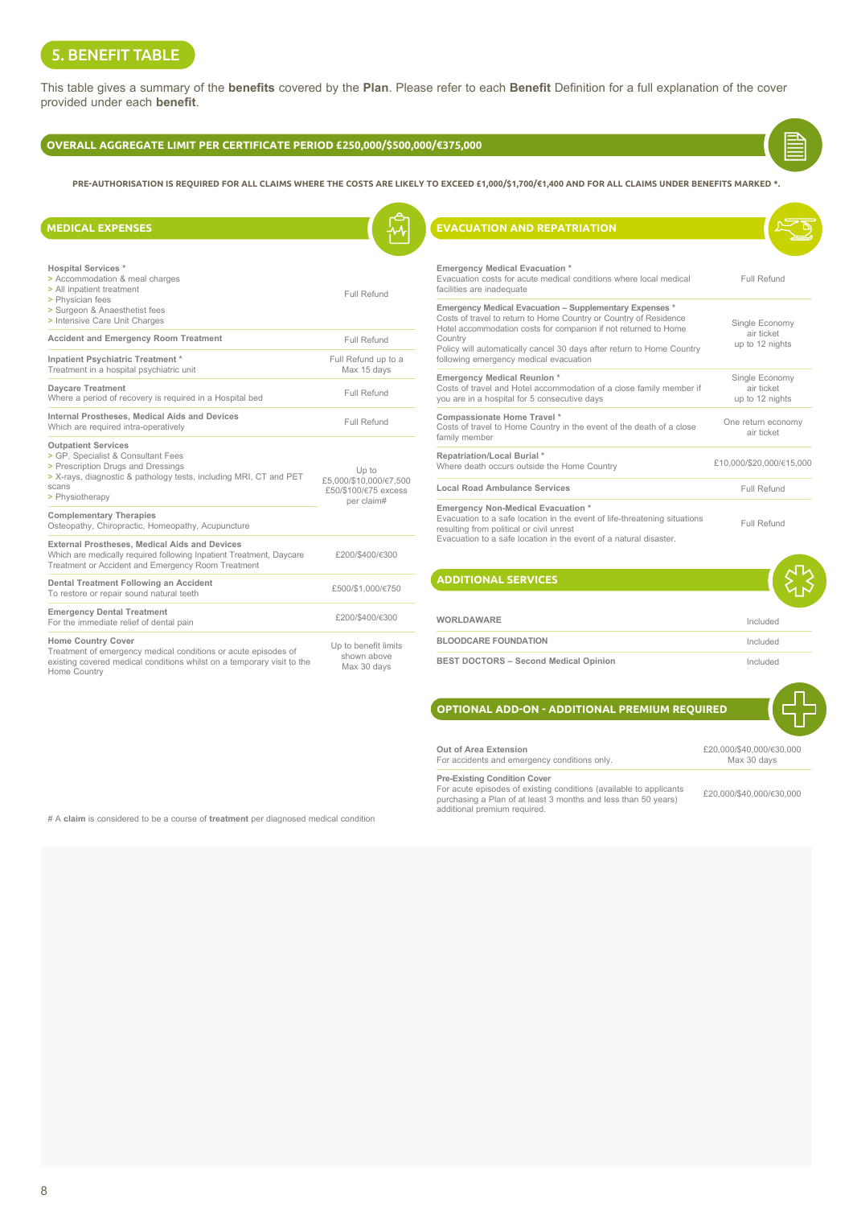## 5. BENEFIT TABLE

This table gives a summary of the **benefits** covered by the **Plan**. Please refer to each **Benefit** Definition for a full explanation of the cover provided under each **benefit**.

**OVERALL AGGREGATE LIMIT PER CERTIFICATE PERIOD £250,000/$500,000/€375,000**

**PRE-AUTHORISATION IS REQUIRED FOR ALL CLAIMS WHERE THE COSTS ARE LIKELY TO EXCEED £1,000/$1,700/€1,400 AND FOR ALL CLAIMS UNDER BENEFITS MARKED *.**

### MEDICAL EXPENSES

| Benefit | Limit |
|---|---|
| **Hospital Services** *<br>> Accommodation & meal charges<br>> All inpatient treatment<br>> Physician fees<br>> Surgeon & Anaesthetist fees<br>> Intensive Care Unit Charges | Full Refund |
| **Accident and Emergency Room Treatment** | Full Refund |
| **Inpatient Psychiatric Treatment** *<br>Treatment in a hospital psychiatric unit | Full Refund up to a Max 15 days |
| **Daycare Treatment**<br>Where a period of recovery is required in a Hospital bed | Full Refund |
| **Internal Prostheses, Medical Aids and Devices**<br>Which are required intra-operatively | Full Refund |
| **Outpatient Services**<br>> GP, Specialist & Consultant Fees<br>> Prescription Drugs and Dressings<br>> X-rays, diagnostic & pathology tests, including MRI, CT and PET scans<br>> Physiotherapy<br>**Complementary Therapies**<br>Osteopathy, Chiropractic, Homeopathy, Acupuncture | Up to £5,000/$10,000/€7,500 £50/$100/€75 excess per claim# |
| **External Prostheses, Medical Aids and Devices**<br>Which are medically required following Inpatient Treatment, Daycare Treatment or Accident and Emergency Room Treatment | £200/$400/€300 |
| **Dental Treatment Following an Accident**<br>To restore or repair sound natural teeth | £500/$1,000/€750 |
| **Emergency Dental Treatment**<br>For the immediate relief of dental pain | £200/$400/€300 |
| **Home Country Cover**<br>Treatment of emergency medical conditions or acute episodes of existing covered medical conditions whilst on a temporary visit to the Home Country | Up to benefit limits shown above Max 30 days |

# A **claim** is considered to be a course of **treatment** per diagnosed medical condition

### EVACUATION AND REPATRIATION

| Benefit | Limit |
|---|---|
| **Emergency Medical Evacuation** *<br>Evacuation costs for acute medical conditions where local medical facilities are inadequate | Full Refund |
| **Emergency Medical Evacuation – Supplementary Expenses** *<br>Costs of travel to return to Home Country or Country of Residence<br>Hotel accommodation costs for companion if not returned to Home Country<br>Policy will automatically cancel 30 days after return to Home Country following emergency medical evacuation | Single Economy air ticket up to 12 nights |
| **Emergency Medical Reunion** *<br>Costs of travel and Hotel accommodation of a close family member if you are in a hospital for 5 consecutive days | Single Economy air ticket up to 12 nights |
| **Compassionate Home Travel** *<br>Costs of travel to Home Country in the event of the death of a close family member | One return economy air ticket |
| **Repatriation/Local Burial** *<br>Where death occurs outside the Home Country | £10,000/$20,000/€15,000 |
| **Local Road Ambulance Services** | Full Refund |
| **Emergency Non-Medical Evacuation** *<br>Evacuation to a safe location in the event of life-threatening situations resulting from political or civil unrest<br>Evacuation to a safe location in the event of a natural disaster. | Full Refund |

### ADDITIONAL SERVICES

| Service | |
|---|---|
| **WORLDAWARE** | Included |
| **BLOODCARE FOUNDATION** | Included |
| **BEST DOCTORS – Second Medical Opinion** | Included |

### OPTIONAL ADD-ON - ADDITIONAL PREMIUM REQUIRED

| Benefit | Limit |
|---|---|
| **Out of Area Extension**<br>For accidents and emergency conditions only. | £20,000/$40,000/€30,000 Max 30 days |
| **Pre-Existing Condition Cover**<br>For acute episodes of existing conditions (available to applicants purchasing a Plan of at least 3 months and less than 50 years) additional premium required. | £20,000/$40,000/€30,000 |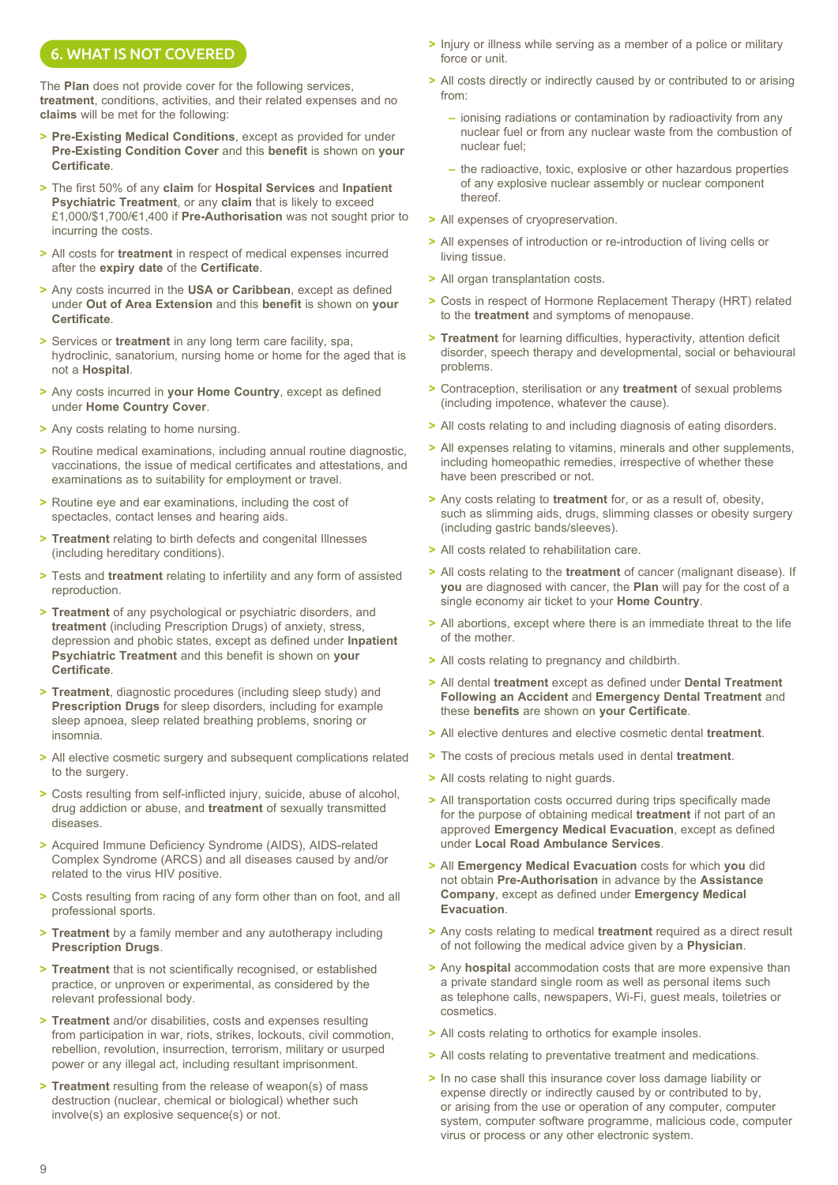## 6. WHAT IS NOT COVERED

The **Plan** does not provide cover for the following services, **treatment**, conditions, activities, and their related expenses and no **claims** will be met for the following:

- **Pre-Existing Medical Conditions**, except as provided for under **Pre-Existing Condition Cover** and this **benefit** is shown on **your Certificate**.
- The first 50% of any **claim** for **Hospital Services** and **Inpatient Psychiatric Treatment**, or any **claim** that is likely to exceed £1,000/$1,700/€1,400 if **Pre-Authorisation** was not sought prior to incurring the costs.
- All costs for **treatment** in respect of medical expenses incurred after the **expiry date** of the **Certificate**.
- Any costs incurred in the **USA or Caribbean**, except as defined under **Out of Area Extension** and this **benefit** is shown on **your Certificate**.
- Services or **treatment** in any long term care facility, spa, hydroclinic, sanatorium, nursing home or home for the aged that is not a **Hospital**.
- Any costs incurred in **your Home Country**, except as defined under **Home Country Cover**.
- Any costs relating to home nursing.
- Routine medical examinations, including annual routine diagnostic, vaccinations, the issue of medical certificates and attestations, and examinations as to suitability for employment or travel.
- Routine eye and ear examinations, including the cost of spectacles, contact lenses and hearing aids.
- **Treatment** relating to birth defects and congenital Illnesses (including hereditary conditions).
- Tests and **treatment** relating to infertility and any form of assisted reproduction.
- **Treatment** of any psychological or psychiatric disorders, and **treatment** (including Prescription Drugs) of anxiety, stress, depression and phobic states, except as defined under **Inpatient Psychiatric Treatment** and this benefit is shown on **your Certificate**.
- **Treatment**, diagnostic procedures (including sleep study) and **Prescription Drugs** for sleep disorders, including for example sleep apnoea, sleep related breathing problems, snoring or insomnia.
- All elective cosmetic surgery and subsequent complications related to the surgery.
- Costs resulting from self-inflicted injury, suicide, abuse of alcohol, drug addiction or abuse, and **treatment** of sexually transmitted diseases.
- Acquired Immune Deficiency Syndrome (AIDS), AIDS-related Complex Syndrome (ARCS) and all diseases caused by and/or related to the virus HIV positive.
- Costs resulting from racing of any form other than on foot, and all professional sports.
- **Treatment** by a family member and any autotherapy including **Prescription Drugs**.
- **Treatment** that is not scientifically recognised, or established practice, or unproven or experimental, as considered by the relevant professional body.
- **Treatment** and/or disabilities, costs and expenses resulting from participation in war, riots, strikes, lockouts, civil commotion, rebellion, revolution, insurrection, terrorism, military or usurped power or any illegal act, including resultant imprisonment.
- **Treatment** resulting from the release of weapon(s) of mass destruction (nuclear, chemical or biological) whether such involve(s) an explosive sequence(s) or not.
- Injury or illness while serving as a member of a police or military force or unit.
- All costs directly or indirectly caused by or contributed to or arising from:
  - ionising radiations or contamination by radioactivity from any nuclear fuel or from any nuclear waste from the combustion of nuclear fuel;
  - the radioactive, toxic, explosive or other hazardous properties of any explosive nuclear assembly or nuclear component thereof.
- All expenses of cryopreservation.
- All expenses of introduction or re-introduction of living cells or living tissue.
- All organ transplantation costs.
- Costs in respect of Hormone Replacement Therapy (HRT) related to the **treatment** and symptoms of menopause.
- **Treatment** for learning difficulties, hyperactivity, attention deficit disorder, speech therapy and developmental, social or behavioural problems.
- Contraception, sterilisation or any **treatment** of sexual problems (including impotence, whatever the cause).
- All costs relating to and including diagnosis of eating disorders.
- All expenses relating to vitamins, minerals and other supplements, including homeopathic remedies, irrespective of whether these have been prescribed or not.
- Any costs relating to **treatment** for, or as a result of, obesity, such as slimming aids, drugs, slimming classes or obesity surgery (including gastric bands/sleeves).
- All costs related to rehabilitation care.
- All costs relating to the **treatment** of cancer (malignant disease). If **you** are diagnosed with cancer, the **Plan** will pay for the cost of a single economy air ticket to your **Home Country**.
- All abortions, except where there is an immediate threat to the life of the mother.
- All costs relating to pregnancy and childbirth.
- All dental **treatment** except as defined under **Dental Treatment Following an Accident** and **Emergency Dental Treatment** and these **benefits** are shown on **your Certificate**.
- All elective dentures and elective cosmetic dental **treatment**.
- The costs of precious metals used in dental **treatment**.
- All costs relating to night guards.
- All transportation costs occurred during trips specifically made for the purpose of obtaining medical **treatment** if not part of an approved **Emergency Medical Evacuation**, except as defined under **Local Road Ambulance Services**.
- All **Emergency Medical Evacuation** costs for which **you** did not obtain **Pre-Authorisation** in advance by the **Assistance Company**, except as defined under **Emergency Medical Evacuation**.
- Any costs relating to medical **treatment** required as a direct result of not following the medical advice given by a **Physician**.
- Any **hospital** accommodation costs that are more expensive than a private standard single room as well as personal items such as telephone calls, newspapers, Wi-Fi, guest meals, toiletries or cosmetics.
- All costs relating to orthotics for example insoles.
- All costs relating to preventative treatment and medications.
- In no case shall this insurance cover loss damage liability or expense directly or indirectly caused by or contributed to by, or arising from the use or operation of any computer, computer system, computer software programme, malicious code, computer virus or process or any other electronic system.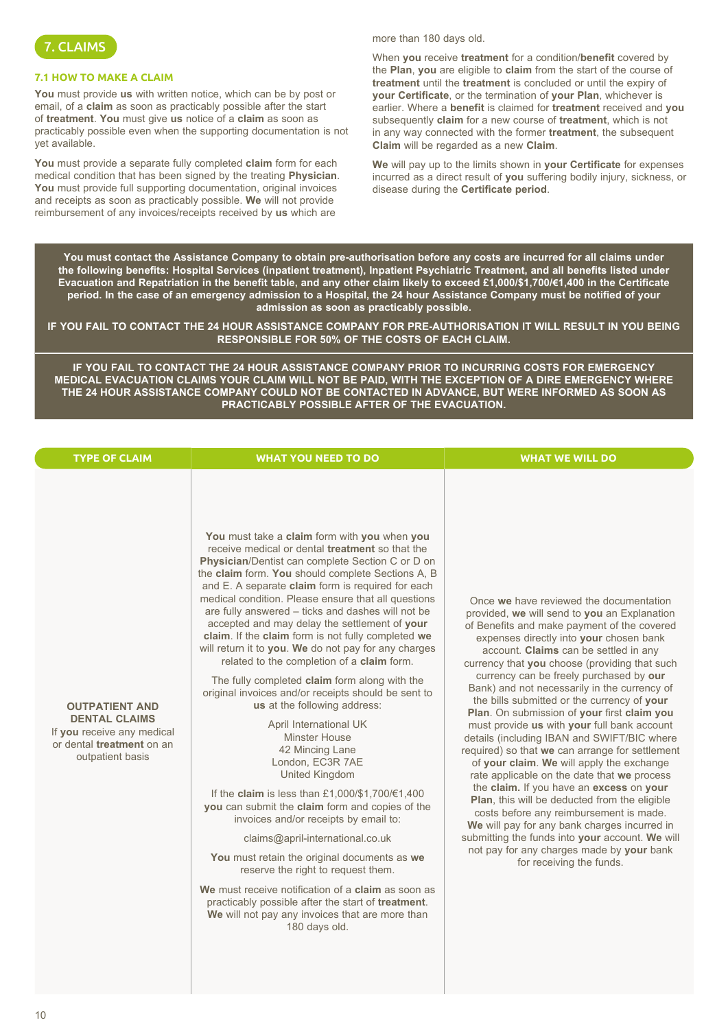## 7. CLAIMS

### 7.1 HOW TO MAKE A CLAIM

**You** must provide **us** with written notice, which can be by post or email, of a **claim** as soon as practicably possible after the start of **treatment**. **You** must give **us** notice of a **claim** as soon as practicably possible even when the supporting documentation is not yet available.

**You** must provide a separate fully completed **claim** form for each medical condition that has been signed by the treating **Physician**. **You** must provide full supporting documentation, original invoices and receipts as soon as practicably possible. **We** will not provide reimbursement of any invoices/receipts received by **us** which are more than 180 days old.

When **you** receive **treatment** for a condition/**benefit** covered by the **Plan**, **you** are eligible to **claim** from the start of the course of **treatment** until the **treatment** is concluded or until the expiry of **your Certificate**, or the termination of **your Plan**, whichever is earlier. Where a **benefit** is claimed for **treatment** received and **you** subsequently **claim** for a new course of **treatment**, which is not in any way connected with the former **treatment**, the subsequent **Claim** will be regarded as a new **Claim**.

**We** will pay up to the limits shown in **your Certificate** for expenses incurred as a direct result of **you** suffering bodily injury, sickness, or disease during the **Certificate period**.

**You must contact the Assistance Company to obtain pre-authorisation before any costs are incurred for all claims under the following benefits: Hospital Services (inpatient treatment), Inpatient Psychiatric Treatment, and all benefits listed under Evacuation and Repatriation in the benefit table, and any other claim likely to exceed £1,000/$1,700/€1,400 in the Certificate period. In the case of an emergency admission to a Hospital, the 24 hour Assistance Company must be notified of your admission as soon as practicably possible.**

**IF YOU FAIL TO CONTACT THE 24 HOUR ASSISTANCE COMPANY FOR PRE-AUTHORISATION IT WILL RESULT IN YOU BEING RESPONSIBLE FOR 50% OF THE COSTS OF EACH CLAIM.**

**IF YOU FAIL TO CONTACT THE 24 HOUR ASSISTANCE COMPANY PRIOR TO INCURRING COSTS FOR EMERGENCY MEDICAL EVACUATION CLAIMS YOUR CLAIM WILL NOT BE PAID, WITH THE EXCEPTION OF A DIRE EMERGENCY WHERE THE 24 HOUR ASSISTANCE COMPANY COULD NOT BE CONTACTED IN ADVANCE, BUT WERE INFORMED AS SOON AS PRACTICABLY POSSIBLE AFTER OF THE EVACUATION.**

| TYPE OF CLAIM | WHAT YOU NEED TO DO | WHAT WE WILL DO |
|---|---|---|
| **OUTPATIENT AND DENTAL CLAIMS**<br>If **you** receive any medical or dental **treatment** on an outpatient basis | **You** must take a **claim** form with **you** when **you** receive medical or dental **treatment** so that the **Physician**/Dentist can complete Section C or D on the **claim** form. **You** should complete Sections A, B and E. A separate **claim** form is required for each medical condition. Please ensure that all questions are fully answered – ticks and dashes will not be accepted and may delay the settlement of **your claim**. If the **claim** form is not fully completed **we** will return it to **you**. **We** do not pay for any charges related to the completion of a **claim** form.<br><br>The fully completed **claim** form along with the original invoices and/or receipts should be sent to **us** at the following address:<br><br>April International UK<br>Minster House<br>42 Mincing Lane<br>London, EC3R 7AE<br>United Kingdom<br><br>If the **claim** is less than £1,000/$1,700/€1,400 **you** can submit the **claim** form and copies of the invoices and/or receipts by email to:<br><br>claims@april-international.co.uk<br><br>**You** must retain the original documents as **we** reserve the right to request them.<br><br>**We** must receive notification of a **claim** as soon as practicably possible after the start of **treatment**. **We** will not pay any invoices that are more than 180 days old. | Once **we** have reviewed the documentation provided, **we** will send to **you** an Explanation of Benefits and make payment of the covered expenses directly into **your** chosen bank account. **Claims** can be settled in any currency that **you** choose (providing that such currency can be freely purchased by **our** Bank) and not necessarily in the currency of the bills submitted or the currency of **your Plan**. On submission of **your** first **claim you** must provide **us** with **your** full bank account details (including IBAN and SWIFT/BIC where required) so that **we** can arrange for settlement of **your claim**. **We** will apply the exchange rate applicable on the date that **we** process the **claim.** If you have an **excess** on **your Plan**, this will be deducted from the eligible costs before any reimbursement is made. **We** will pay for any bank charges incurred in submitting the funds into **your** account. **We** will not pay for any charges made by **your** bank for receiving the funds. |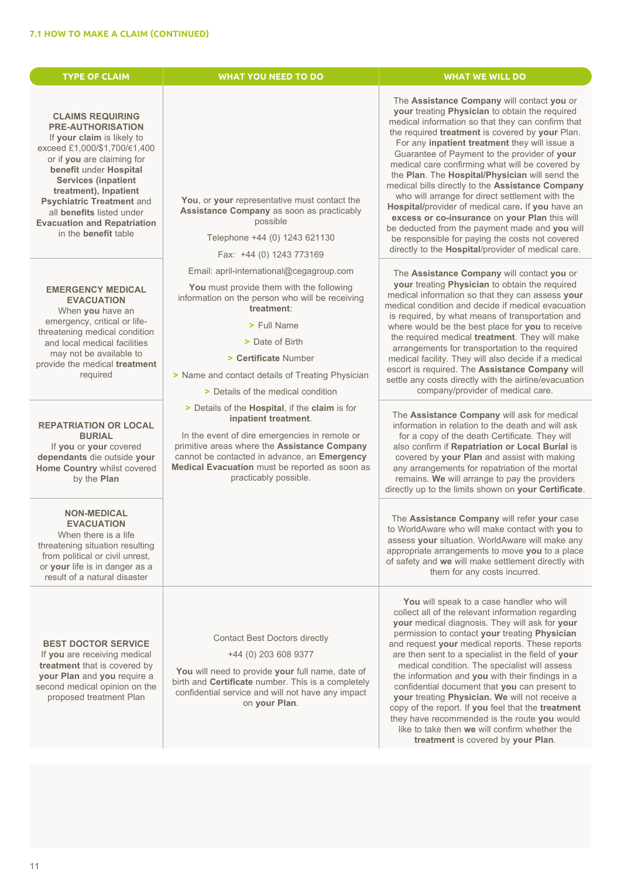## 7.1 HOW TO MAKE A CLAIM (CONTINUED)

| TYPE OF CLAIM | WHAT YOU NEED TO DO | WHAT WE WILL DO |
|---|---|---|
| **CLAIMS REQUIRING PRE-AUTHORISATION** If **your claim** is likely to exceed £1,000/$1,700/€1,400 or if **you** are claiming for **benefit** under **Hospital Services (inpatient treatment), Inpatient Psychiatric Treatment** and all **benefits** listed under **Evacuation and Repatriation** in the **benefit** table | **You**, or **your** representative must contact the **Assistance Company** as soon as practicably possible<br><br>Telephone +44 (0) 1243 621130<br><br>Fax: +44 (0) 1243 773169<br><br>Email: april-international@cegagroup.com<br><br>**You** must provide them with the following information on the person who will be receiving **treatment**:<br><br>> Full Name<br>> Date of Birth<br>> **Certificate** Number<br>> Name and contact details of Treating Physician<br>> Details of the medical condition<br>> Details of the **Hospital**, if the **claim** is for **inpatient treatment**.<br><br>In the event of dire emergencies in remote or primitive areas where the **Assistance Company** cannot be contacted in advance, an **Emergency Medical Evacuation** must be reported as soon as practicably possible. | The **Assistance Company** will contact **you** or **your** treating **Physician** to obtain the required medical information so that they can confirm that the required **treatment** is covered by **your** Plan. For any **inpatient treatment** they will issue a Guarantee of Payment to the provider of **your** medical care confirming what will be covered by the **Plan**. The **Hospital/Physician** will send the medical bills directly to the **Assistance Company** who will arrange for direct settlement with the **Hospital**/provider of medical care. If **you** have an **excess or co-insurance** on **your Plan** this will be deducted from the payment made and **you** will be responsible for paying the costs not covered directly to the **Hospital**/provider of medical care. |
| **EMERGENCY MEDICAL EVACUATION** When **you** have an emergency, critical or life-threatening medical condition and local medical facilities may not be available to provide the medical **treatment** required | | The **Assistance Company** will contact **you** or **your** treating **Physician** to obtain the required medical information so that they can assess **your** medical condition and decide if medical evacuation is required, by what means of transportation and where would be the best place for **you** to receive the required medical **treatment**. They will make arrangements for transportation to the required medical facility. They will also decide if a medical escort is required. The **Assistance Company** will settle any costs directly with the airline/evacuation company/provider of medical care. |
| **REPATRIATION OR LOCAL BURIAL** If **you** or **your** covered **dependants** die outside **your Home Country** whilst covered by the **Plan** | | The **Assistance Company** will ask for medical information in relation to the death and will ask for a copy of the death Certificate. They will also confirm if **Repatriation or Local Burial** is covered by **your Plan** and assist with making any arrangements for repatriation of the mortal remains. **We** will arrange to pay the providers directly up to the limits shown on **your Certificate**. |
| **NON-MEDICAL EVACUATION** When there is a life threatening situation resulting from political or civil unrest, or **your** life is in danger as a result of a natural disaster | | The **Assistance Company** will refer **your** case to WorldAware who will make contact with **you** to assess **your** situation. WorldAware will make any appropriate arrangements to move **you** to a place of safety and **we** will make settlement directly with them for any costs incurred. |
| **BEST DOCTOR SERVICE** If **you** are receiving medical **treatment** that is covered by **your Plan** and **you** require a second medical opinion on the proposed treatment Plan | Contact Best Doctors directly<br><br>+44 (0) 203 608 9377<br><br>**You** will need to provide **your** full name, date of birth and **Certificate** number. This is a completely confidential service and will not have any impact on **your Plan**. | **You** will speak to a case handler who will collect all of the relevant information regarding **your** medical diagnosis. They will ask for **your** permission to contact **your** treating **Physician** and request **your** medical reports. These reports are then sent to a specialist in the field of **your** medical condition. The specialist will assess the information and **you** with their findings in a confidential document that **you** can present to **your** treating **Physician. We** will not receive a copy of the report. If **you** feel that the **treatment** they have recommended is the route **you** would like to take then **we** will confirm whether the **treatment** is covered by **your Plan**. |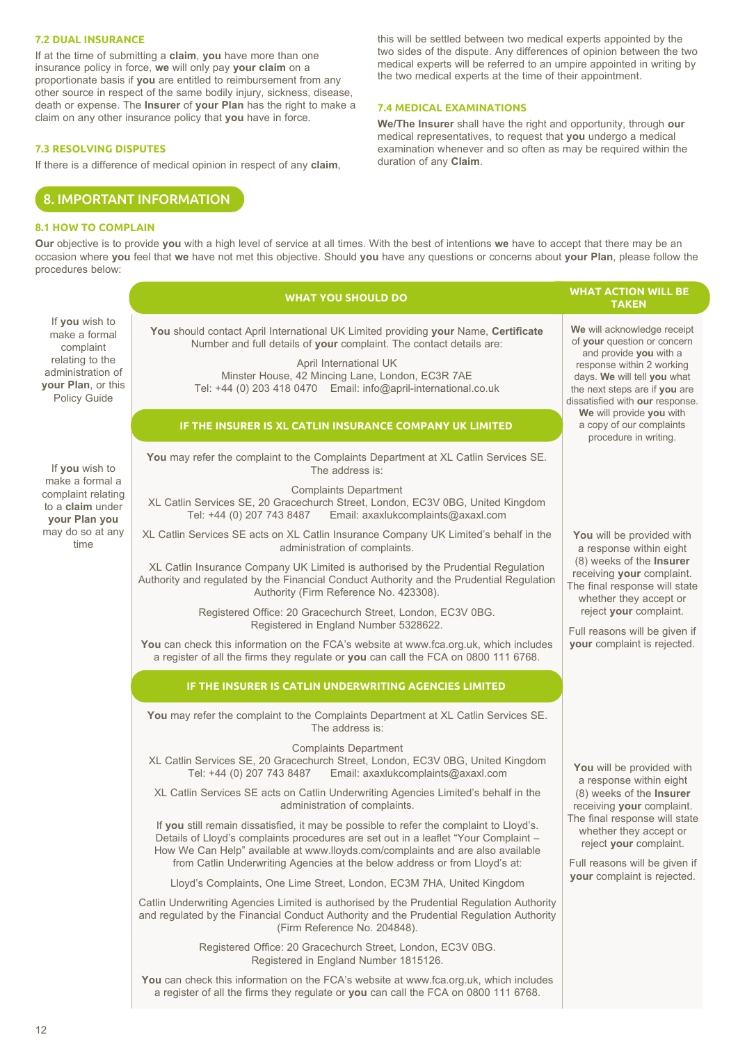### 7.2 DUAL INSURANCE

If at the time of submitting a **claim**, **you** have more than one insurance policy in force, **we** will only pay **your claim** on a proportionate basis if **you** are entitled to reimbursement from any other source in respect of the same bodily injury, sickness, disease, death or expense. The **Insurer** of **your Plan** has the right to make a claim on any other insurance policy that **you** have in force.

### 7.3 RESOLVING DISPUTES

If there is a difference of medical opinion in respect of any **claim**, this will be settled between two medical experts appointed by the two sides of the dispute. Any differences of opinion between the two medical experts will be referred to an umpire appointed in writing by the two medical experts at the time of their appointment.

### 7.4 MEDICAL EXAMINATIONS

**We/The Insurer** shall have the right and opportunity, through **our** medical representatives, to request that **you** undergo a medical examination whenever and so often as may be required within the duration of any **Claim**.

## 8. IMPORTANT INFORMATION

### 8.1 HOW TO COMPLAIN

**Our** objective is to provide **you** with a high level of service at all times. With the best of intentions **we** have to accept that there may be an occasion where **you** feel that **we** have not met this objective. Should **you** have any questions or concerns about **your Plan**, please follow the procedures below:

| | WHAT YOU SHOULD DO | WHAT ACTION WILL BE TAKEN |
|---|---|---|
| If **you** wish to make a formal complaint relating to the administration of **your Plan**, or this Policy Guide | **You** should contact April International UK Limited providing **your** Name, **Certificate** Number and full details of **your** complaint. The contact details are:<br><br>April International UK<br>Minster House, 42 Mincing Lane, London, EC3R 7AE<br>Tel: +44 (0) 203 418 0470 Email: info@april-international.co.uk | **We** will acknowledge receipt of **your** question or concern and provide **you** with a response within 2 working days. **We** will tell **you** what the next steps are if **you** are dissatisfied with **our** response. **We** will provide **you** with a copy of our complaints procedure in writing. |
| | **IF THE INSURER IS XL CATLIN INSURANCE COMPANY UK LIMITED** | |
| If **you** wish to make a formal a complaint relating to a **claim** under **your Plan you** may do so at any time | **You** may refer the complaint to the Complaints Department at XL Catlin Services SE. The address is:<br><br>Complaints Department<br>XL Catlin Services SE, 20 Gracechurch Street, London, EC3V 0BG, United Kingdom<br>Tel: +44 (0) 207 743 8487 Email: axaxlukcomplaints@axaxl.com<br><br>XL Catlin Services SE acts on XL Catlin Insurance Company UK Limited's behalf in the administration of complaints.<br><br>XL Catlin Insurance Company UK Limited is authorised by the Prudential Regulation Authority and regulated by the Financial Conduct Authority and the Prudential Regulation Authority (Firm Reference No. 423308).<br><br>Registered Office: 20 Gracechurch Street, London, EC3V 0BG.<br>Registered in England Number 5328622.<br><br>**You** can check this information on the FCA's website at www.fca.org.uk, which includes a register of all the firms they regulate or **you** can call the FCA on 0800 111 6768. | **You** will be provided with a response within eight (8) weeks of the **Insurer** receiving **your** complaint. The final response will state whether they accept or reject **your** complaint.<br><br>Full reasons will be given if **your** complaint is rejected. |
| | **IF THE INSURER IS CATLIN UNDERWRITING AGENCIES LIMITED** | |
| | **You** may refer the complaint to the Complaints Department at XL Catlin Services SE. The address is:<br><br>Complaints Department<br>XL Catlin Services SE, 20 Gracechurch Street, London, EC3V 0BG, United Kingdom<br>Tel: +44 (0) 207 743 8487 Email: axaxlukcomplaints@axaxl.com<br><br>XL Catlin Services SE acts on Catlin Underwriting Agencies Limited's behalf in the administration of complaints.<br><br>If **you** still remain dissatisfied, it may be possible to refer the complaint to Lloyd's. Details of Lloyd's complaints procedures are set out in a leaflet "Your Complaint – How We Can Help" available at www.lloyds.com/complaints and are also available from Catlin Underwriting Agencies at the below address or from Lloyd's at:<br><br>Lloyd's Complaints, One Lime Street, London, EC3M 7HA, United Kingdom<br><br>Catlin Underwriting Agencies Limited is authorised by the Prudential Regulation Authority and regulated by the Financial Conduct Authority and the Prudential Regulation Authority (Firm Reference No. 204848).<br><br>Registered Office: 20 Gracechurch Street, London, EC3V 0BG.<br>Registered in England Number 1815126.<br><br>**You** can check this information on the FCA's website at www.fca.org.uk, which includes a register of all the firms they regulate or **you** can call the FCA on 0800 111 6768. | **You** will be provided with a response within eight (8) weeks of the **Insurer** receiving **your** complaint. The final response will state whether they accept or reject **your** complaint.<br><br>Full reasons will be given if **your** complaint is rejected. |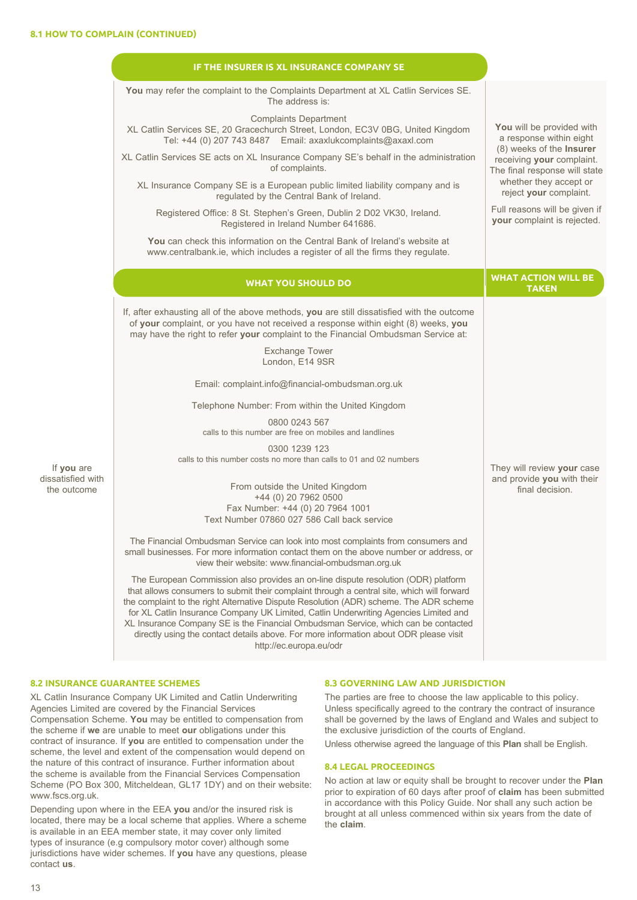### 8.1 HOW TO COMPLAIN (CONTINUED)

| | IF THE INSURER IS XL INSURANCE COMPANY SE | |
|---|---|---|
| | **You** may refer the complaint to the Complaints Department at XL Catlin Services SE. The address is:<br><br>Complaints Department<br>XL Catlin Services SE, 20 Gracechurch Street, London, EC3V 0BG, United Kingdom<br>Tel: +44 (0) 207 743 8487 Email: axaxlukcomplaints@axaxl.com<br><br>XL Catlin Services SE acts on XL Insurance Company SE's behalf in the administration of complaints.<br><br>XL Insurance Company SE is a European public limited liability company and is regulated by the Central Bank of Ireland.<br><br>Registered Office: 8 St. Stephen's Green, Dublin 2 D02 VK30, Ireland. Registered in Ireland Number 641686.<br><br>**You** can check this information on the Central Bank of Ireland's website at www.centralbank.ie, which includes a register of all the firms they regulate. | **You** will be provided with a response within eight (8) weeks of the **Insurer** receiving **your** complaint. The final response will state whether they accept or reject **your** complaint.<br><br>Full reasons will be given if **your** complaint is rejected. |
| | **WHAT YOU SHOULD DO** | **WHAT ACTION WILL BE TAKEN** |
| If **you** are dissatisfied with the outcome | If, after exhausting all of the above methods, **you** are still dissatisfied with the outcome of **your** complaint, or you have not received a response within eight (8) weeks, **you** may have the right to refer **your** complaint to the Financial Ombudsman Service at:<br><br>Exchange Tower<br>London, E14 9SR<br><br>Email: complaint.info@financial-ombudsman.org.uk<br><br>Telephone Number: From within the United Kingdom<br><br>0800 0243 567<br>calls to this number are free on mobiles and landlines<br><br>0300 1239 123<br>calls to this number costs no more than calls to 01 and 02 numbers<br><br>From outside the United Kingdom<br>+44 (0) 20 7962 0500<br>Fax Number: +44 (0) 20 7964 1001<br>Text Number 07860 027 586 Call back service<br><br>The Financial Ombudsman Service can look into most complaints from consumers and small businesses. For more information contact them on the above number or address, or view their website: www.financial-ombudsman.org.uk<br><br>The European Commission also provides an on-line dispute resolution (ODR) platform that allows consumers to submit their complaint through a central site, which will forward the complaint to the right Alternative Dispute Resolution (ADR) scheme. The ADR scheme for XL Catlin Insurance Company UK Limited, Catlin Underwriting Agencies Limited and XL Insurance Company SE is the Financial Ombudsman Service, which can be contacted directly using the contact details above. For more information about ODR please visit http://ec.europa.eu/odr | They will review **your** case and provide **you** with their final decision. |

### 8.2 INSURANCE GUARANTEE SCHEMES

XL Catlin Insurance Company UK Limited and Catlin Underwriting Agencies Limited are covered by the Financial Services Compensation Scheme. **You** may be entitled to compensation from the scheme if **we** are unable to meet **our** obligations under this contract of insurance. If **you** are entitled to compensation under the scheme, the level and extent of the compensation would depend on the nature of this contract of insurance. Further information about the scheme is available from the Financial Services Compensation Scheme (PO Box 300, Mitcheldean, GL17 1DY) and on their website: www.fscs.org.uk.

Depending upon where in the EEA **you** and/or the insured risk is located, there may be a local scheme that applies. Where a scheme is available in an EEA member state, it may cover only limited types of insurance (e.g compulsory motor cover) although some jurisdictions have wider schemes. If **you** have any questions, please contact **us**.

### 8.3 GOVERNING LAW AND JURISDICTION

The parties are free to choose the law applicable to this policy. Unless specifically agreed to the contrary the contract of insurance shall be governed by the laws of England and Wales and subject to the exclusive jurisdiction of the courts of England.

Unless otherwise agreed the language of this **Plan** shall be English.

### 8.4 LEGAL PROCEEDINGS

No action at law or equity shall be brought to recover under the **Plan** prior to expiration of 60 days after proof of **claim** has been submitted in accordance with this Policy Guide. Nor shall any such action be brought at all unless commenced within six years from the date of the **claim**.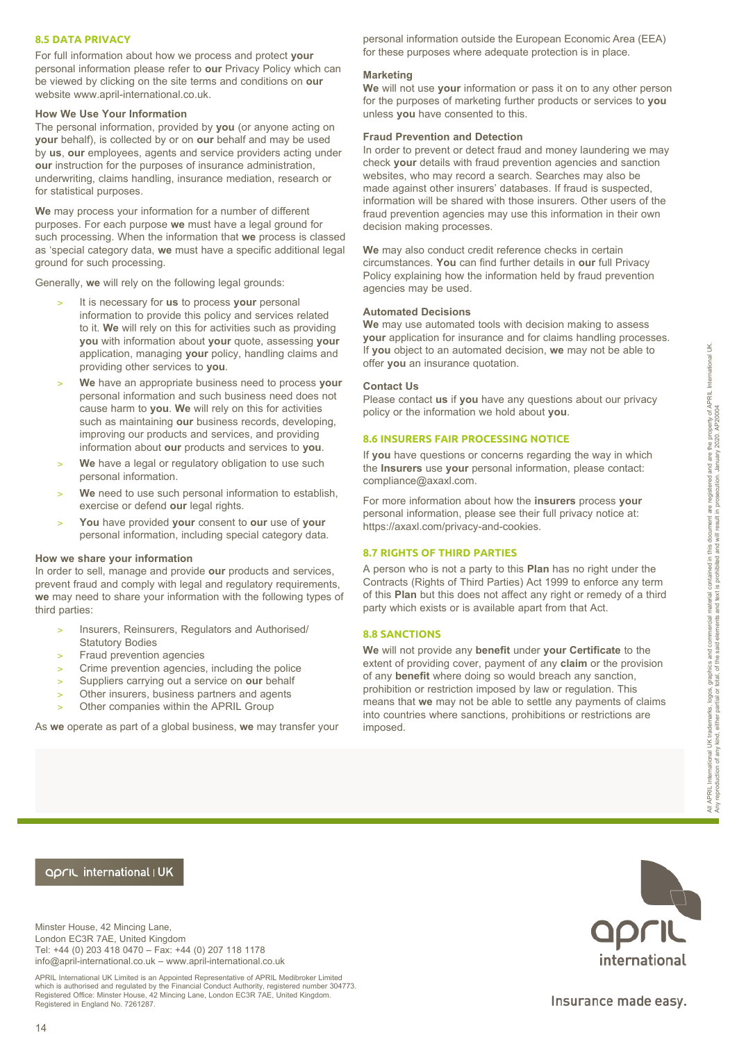## 8.5 DATA PRIVACY

For full information about how we process and protect **your** personal information please refer to **our** Privacy Policy which can be viewed by clicking on the site terms and conditions on **our** website www.april-international.co.uk.

### How We Use Your Information

The personal information, provided by **you** (or anyone acting on **your** behalf), is collected by or on **our** behalf and may be used by **us**, **our** employees, agents and service providers acting under **our** instruction for the purposes of insurance administration, underwriting, claims handling, insurance mediation, research or for statistical purposes.

**We** may process your information for a number of different purposes. For each purpose **we** must have a legal ground for such processing. When the information that **we** process is classed as 'special category data, **we** must have a specific additional legal ground for such processing.

Generally, **we** will rely on the following legal grounds:

- It is necessary for **us** to process **your** personal information to provide this policy and services related to it. **We** will rely on this for activities such as providing **you** with information about **your** quote, assessing **your** application, managing **your** policy, handling claims and providing other services to **you**.
- **We** have an appropriate business need to process **your** personal information and such business need does not cause harm to **you**. **We** will rely on this for activities such as maintaining **our** business records, developing, improving our products and services, and providing information about **our** products and services to **you**.
- **We** have a legal or regulatory obligation to use such personal information.
- **We** need to use such personal information to establish, exercise or defend **our** legal rights.
- **You** have provided **your** consent to **our** use of **your** personal information, including special category data.

### How we share your information

In order to sell, manage and provide **our** products and services, prevent fraud and comply with legal and regulatory requirements, **we** may need to share your information with the following types of third parties:

- Insurers, Reinsurers, Regulators and Authorised/ Statutory Bodies
- Fraud prevention agencies
- Crime prevention agencies, including the police
- Suppliers carrying out a service on **our** behalf
- Other insurers, business partners and agents
- Other companies within the APRIL Group

As **we** operate as part of a global business, **we** may transfer your personal information outside the European Economic Area (EEA) for these purposes where adequate protection is in place.

### Marketing

**We** will not use **your** information or pass it on to any other person for the purposes of marketing further products or services to **you** unless **you** have consented to this.

### Fraud Prevention and Detection

In order to prevent or detect fraud and money laundering we may check **your** details with fraud prevention agencies and sanction websites, who may record a search. Searches may also be made against other insurers' databases. If fraud is suspected, information will be shared with those insurers. Other users of the fraud prevention agencies may use this information in their own decision making processes.

**We** may also conduct credit reference checks in certain circumstances. **You** can find further details in **our** full Privacy Policy explaining how the information held by fraud prevention agencies may be used.

### Automated Decisions

**We** may use automated tools with decision making to assess **your** application for insurance and for claims handling processes. If **you** object to an automated decision, **we** may not be able to offer **you** an insurance quotation.

### Contact Us

Please contact **us** if **you** have any questions about our privacy policy or the information we hold about **you**.

## 8.6 INSURERS FAIR PROCESSING NOTICE

If **you** have questions or concerns regarding the way in which the **Insurers** use **your** personal information, please contact: compliance@axaxl.com.

For more information about how the **insurers** process **your** personal information, please see their full privacy notice at: https://axaxl.com/privacy-and-cookies.

## 8.7 RIGHTS OF THIRD PARTIES

A person who is not a party to this **Plan** has no right under the Contracts (Rights of Third Parties) Act 1999 to enforce any term of this **Plan** but this does not affect any right or remedy of a third party which exists or is available apart from that Act.

## 8.8 SANCTIONS

**We** will not provide any **benefit** under **your Certificate** to the extent of providing cover, payment of any **claim** or the provision of any **benefit** where doing so would breach any sanction, prohibition or restriction imposed by law or regulation. This means that **we** may not be able to settle any payments of claims into countries where sanctions, prohibitions or restrictions are imposed.

april international | UK

Minster House, 42 Mincing Lane,
London EC3R 7AE, United Kingdom
Tel: +44 (0) 203 418 0470 – Fax: +44 (0) 207 118 1178
info@april-international.co.uk – www.april-international.co.uk

APRIL International UK Limited is an Appointed Representative of APRIL Medibroker Limited which is authorised and regulated by the Financial Conduct Authority, registered number 304773. Registered Office: Minster House, 42 Mincing Lane, London EC3R 7AE, United Kingdom. Registered in England No. 7261287.

april international

Insurance made easy.

All APRIL International UK trademarks, logos, graphics and commercial material contained in this document are registered and are the property of APRIL International UK. Any reproduction of any kind, either partial or total, of the said elements and text is prohibited and will result in prosecution. January 2020. AP20004